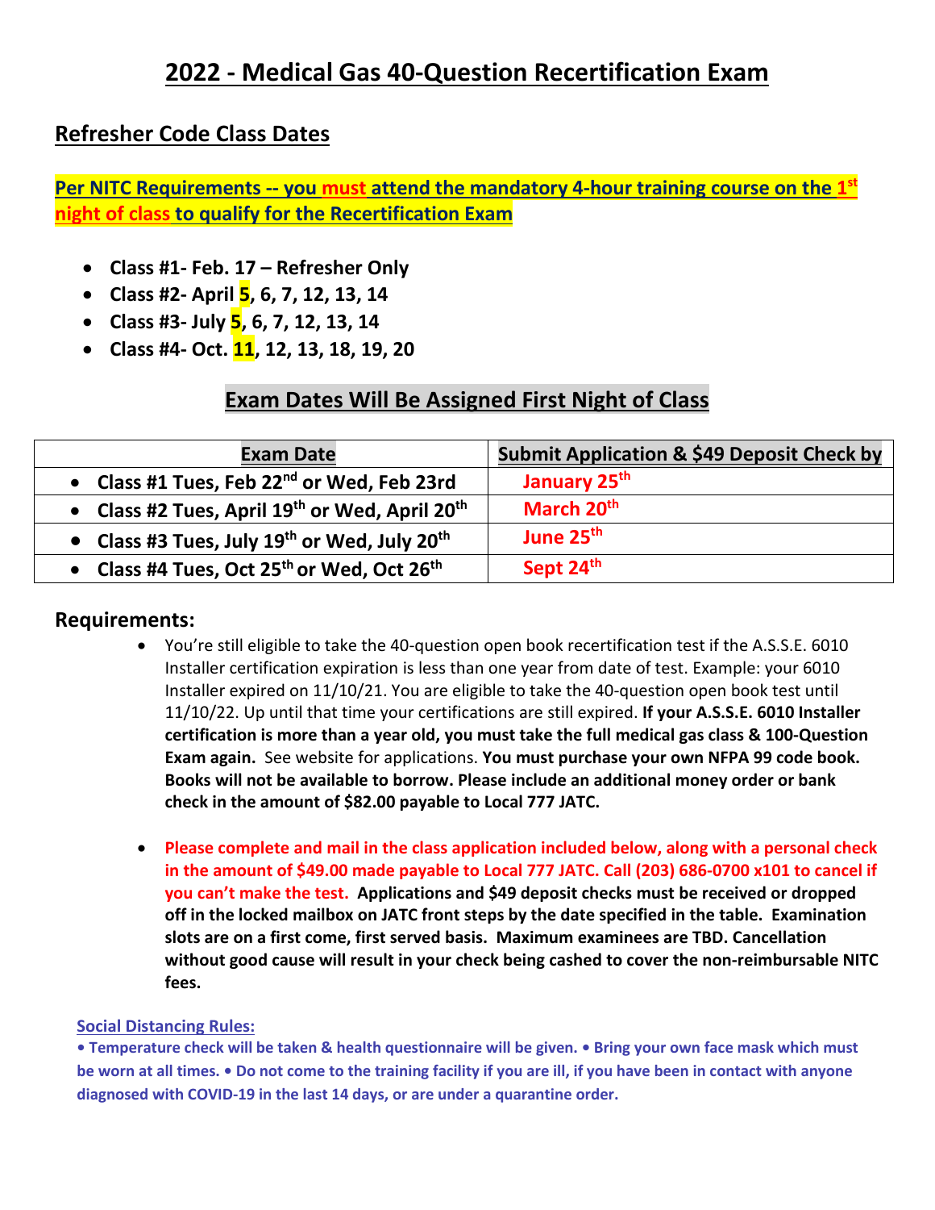# 2022 - Medical Gas 40-Question Recertification Exam

## Refresher Code Class Dates

**Per NITC Requirements -- you must attend the mandatory 4-hour training course on the 1st night of class to qualify for the Recertification Exam**

- **Class #1- Feb. 17 – Refresher Only**
- **Class #2- April 5, 6, 7, 12, 13, 14**
- **Class #3- July 5, 6, 7, 12, 13, 14**
- **Class #4- Oct. 11, 12, 13, 18, 19, 20**

## Exam Dates Will Be Assigned First Night of Class

| Exam Date | Submit Application & $49 Deposit Check by |
| --- | --- |
| • Class #1 Tues, Feb 22nd or Wed, Feb 23rd | January 25th |
| • Class #2 Tues, April 19th or Wed, April 20th | March 20th |
| • Class #3 Tues, July 19th or Wed, July 20th | June 25th |
| • Class #4 Tues, Oct 25th or Wed, Oct 26th | Sept 24th |

## Requirements:

- You're still eligible to take the 40-question open book recertification test if the A.S.S.E. 6010 Installer certification expiration is less than one year from date of test. Example: your 6010 Installer expired on 11/10/21. You are eligible to take the 40-question open book test until 11/10/22. Up until that time your certifications are still expired. **If your A.S.S.E. 6010 Installer certification is more than a year old, you must take the full medical gas class & 100-Question Exam again.** See website for applications. **You must purchase your own NFPA 99 code book. Books will not be available to borrow. Please include an additional money order or bank check in the amount of $82.00 payable to Local 777 JATC.**

- **Please complete and mail in the class application included below, along with a personal check in the amount of $49.00 made payable to Local 777 JATC. Call (203) 686-0700 x101 to cancel if you can't make the test. Applications and $49 deposit checks must be received or dropped off in the locked mailbox on JATC front steps by the date specified in the table. Examination slots are on a first come, first served basis. Maximum examinees are TBD. Cancellation without good cause will result in your check being cashed to cover the non-reimbursable NITC fees.**

**Social Distancing Rules:**

**• Temperature check will be taken & health questionnaire will be given. • Bring your own face mask which must be worn at all times. • Do not come to the training facility if you are ill, if you have been in contact with anyone diagnosed with COVID-19 in the last 14 days, or are under a quarantine order.**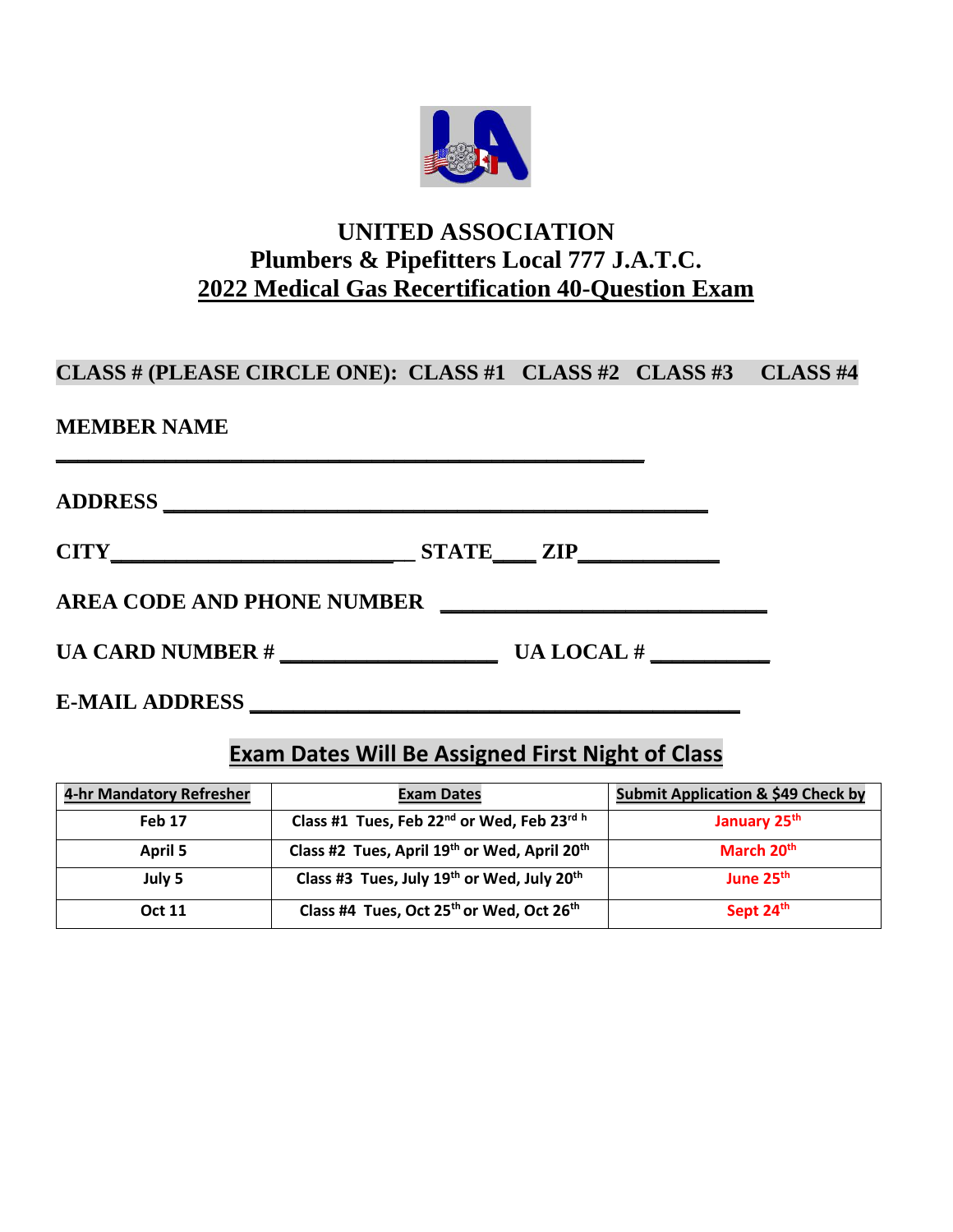# UNITED ASSOCIATION
## Plumbers & Pipefitters Local 777 J.A.T.C.
## 2022 Medical Gas Recertification 40-Question Exam

**CLASS # (PLEASE CIRCLE ONE): CLASS #1 CLASS #2 CLASS #3 CLASS #4**

**MEMBER NAME**

______________________________________________________

**ADDRESS** ______________________________________________

**CITY**_____________________________ **STATE**____ **ZIP**____________

**AREA CODE AND PHONE NUMBER** ___________________________

**UA CARD NUMBER #** ___________________ **UA LOCAL #** __________

**E-MAIL ADDRESS** ________________________________________

## Exam Dates Will Be Assigned First Night of Class

| 4-hr Mandatory Refresher | Exam Dates | Submit Application & $49 Check by |
|---|---|---|
| Feb 17 | Class #1 Tues, Feb 22nd or Wed, Feb 23rd h | January 25th |
| April 5 | Class #2 Tues, April 19th or Wed, April 20th | March 20th |
| July 5 | Class #3 Tues, July 19th or Wed, July 20th | June 25th |
| Oct 11 | Class #4 Tues, Oct 25th or Wed, Oct 26th | Sept 24th |